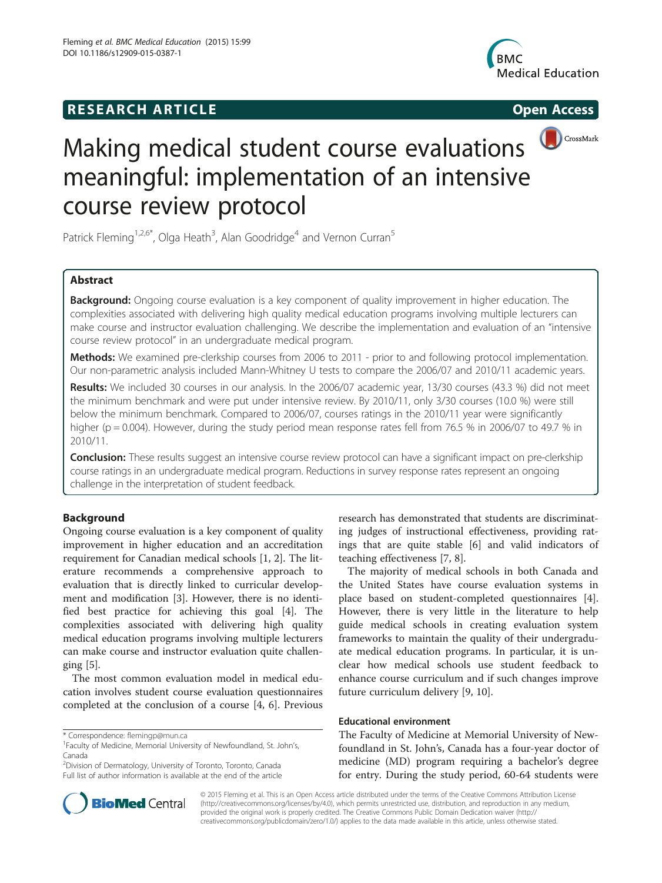RESEARCH ARTICLE Open Access

# Making medical student course evaluations meaningful: implementation of an intensive course review protocol

Patrick Fleming[1,2,6*], Olga Heath[3], Alan Goodridge[4] and Vernon Curran[5]

## Abstract

**Background:** Ongoing course evaluation is a key component of quality improvement in higher education. The complexities associated with delivering high quality medical education programs involving multiple lecturers can make course and instructor evaluation challenging. We describe the implementation and evaluation of an "intensive course review protocol" in an undergraduate medical program.

**Methods:** We examined pre-clerkship courses from 2006 to 2011 - prior to and following protocol implementation. Our non-parametric analysis included Mann-Whitney U tests to compare the 2006/07 and 2010/11 academic years.

**Results:** We included 30 courses in our analysis. In the 2006/07 academic year, 13/30 courses (43.3 %) did not meet the minimum benchmark and were put under intensive review. By 2010/11, only 3/30 courses (10.0 %) were still below the minimum benchmark. Compared to 2006/07, courses ratings in the 2010/11 year were significantly higher ($p = 0.004$). However, during the study period mean response rates fell from 76.5 % in 2006/07 to 49.7 % in 2010/11.

**Conclusion:** These results suggest an intensive course review protocol can have a significant impact on pre-clerkship course ratings in an undergraduate medical program. Reductions in survey response rates represent an ongoing challenge in the interpretation of student feedback.

## Background

Ongoing course evaluation is a key component of quality improvement in higher education and an accreditation requirement for Canadian medical schools [1, 2]. The literature recommends a comprehensive approach to evaluation that is directly linked to curricular development and modification [3]. However, there is no identified best practice for achieving this goal [4]. The complexities associated with delivering high quality medical education programs involving multiple lecturers can make course and instructor evaluation quite challenging [5].

The most common evaluation model in medical education involves student course evaluation questionnaires completed at the conclusion of a course [4, 6]. Previous research has demonstrated that students are discriminating judges of instructional effectiveness, providing ratings that are quite stable [6] and valid indicators of teaching effectiveness [7, 8].

The majority of medical schools in both Canada and the United States have course evaluation systems in place based on student-completed questionnaires [4]. However, there is very little in the literature to help guide medical schools in creating evaluation system frameworks to maintain the quality of their undergraduate medical education programs. In particular, it is unclear how medical schools use student feedback to enhance course curriculum and if such changes improve future curriculum delivery [9, 10].

### Educational environment

The Faculty of Medicine at Memorial University of Newfoundland in St. John's, Canada has a four-year doctor of medicine (MD) program requiring a bachelor's degree for entry. During the study period, 60-64 students were

\* Correspondence: flemingp@mun.ca
[1]Faculty of Medicine, Memorial University of Newfoundland, St. John's, Canada
[2]Division of Dermatology, University of Toronto, Toronto, Canada
Full list of author information is available at the end of the article

© 2015 Fleming et al. This is an Open Access article distributed under the terms of the Creative Commons Attribution License (http://creativecommons.org/licenses/by/4.0), which permits unrestricted use, distribution, and reproduction in any medium, provided the original work is properly credited. The Creative Commons Public Domain Dedication waiver (http://creativecommons.org/publicdomain/zero/1.0/) applies to the data made available in this article, unless otherwise stated.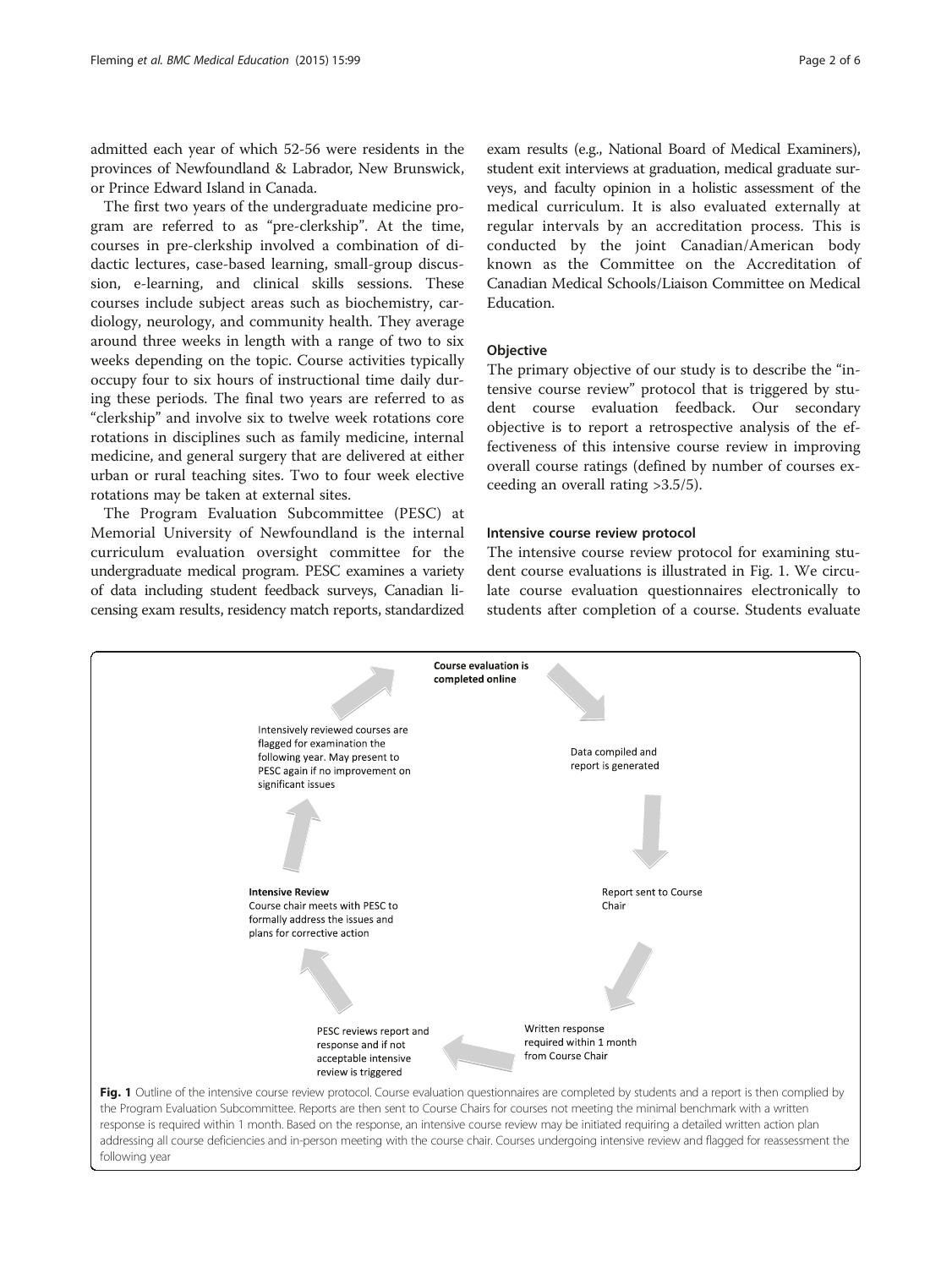admitted each year of which 52-56 were residents in the provinces of Newfoundland & Labrador, New Brunswick, or Prince Edward Island in Canada.

The first two years of the undergraduate medicine program are referred to as "pre-clerkship". At the time, courses in pre-clerkship involved a combination of didactic lectures, case-based learning, small-group discussion, e-learning, and clinical skills sessions. These courses include subject areas such as biochemistry, cardiology, neurology, and community health. They average around three weeks in length with a range of two to six weeks depending on the topic. Course activities typically occupy four to six hours of instructional time daily during these periods. The final two years are referred to as "clerkship" and involve six to twelve week rotations core rotations in disciplines such as family medicine, internal medicine, and general surgery that are delivered at either urban or rural teaching sites. Two to four week elective rotations may be taken at external sites.

The Program Evaluation Subcommittee (PESC) at Memorial University of Newfoundland is the internal curriculum evaluation oversight committee for the undergraduate medical program. PESC examines a variety of data including student feedback surveys, Canadian licensing exam results, residency match reports, standardized exam results (e.g., National Board of Medical Examiners), student exit interviews at graduation, medical graduate surveys, and faculty opinion in a holistic assessment of the medical curriculum. It is also evaluated externally at regular intervals by an accreditation process. This is conducted by the joint Canadian/American body known as the Committee on the Accreditation of Canadian Medical Schools/Liaison Committee on Medical Education.

### Objective

The primary objective of our study is to describe the "intensive course review" protocol that is triggered by student course evaluation feedback. Our secondary objective is to report a retrospective analysis of the effectiveness of this intensive course review in improving overall course ratings (defined by number of courses exceeding an overall rating >3.5/5).

### Intensive course review protocol

The intensive course review protocol for examining student course evaluations is illustrated in Fig. 1. We circulate course evaluation questionnaires electronically to students after completion of a course. Students evaluate

**Fig. 1** Outline of the intensive course review protocol. Course evaluation questionnaires are completed by students and a report is then complied by the Program Evaluation Subcommittee. Reports are then sent to Course Chairs for courses not meeting the minimal benchmark with a written response is required within 1 month. Based on the response, an intensive course review may be initiated requiring a detailed written action plan addressing all course deficiencies and in-person meeting with the course chair. Courses undergoing intensive review and flagged for reassessment the following year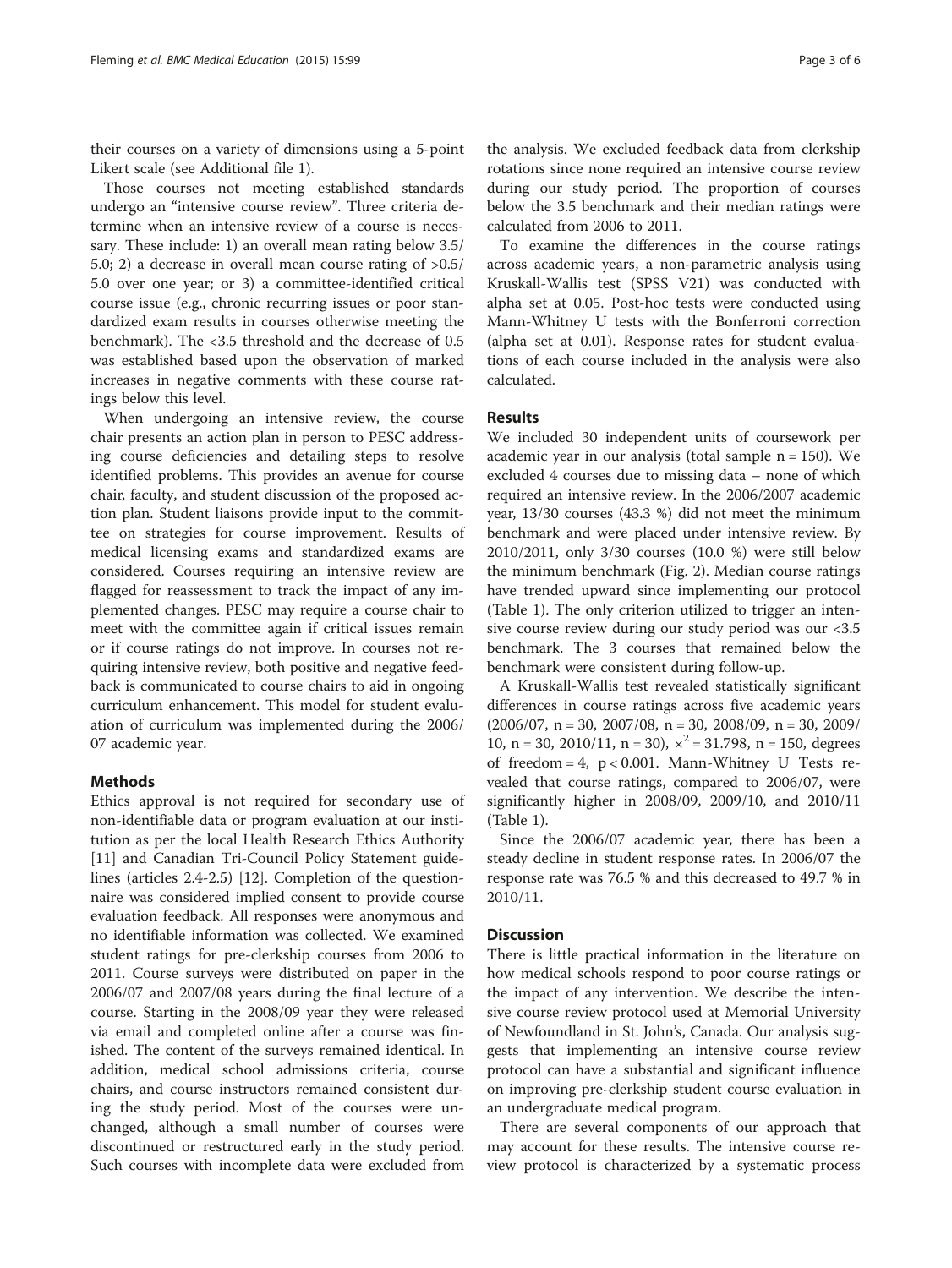their courses on a variety of dimensions using a 5-point Likert scale (see Additional file 1).

Those courses not meeting established standards undergo an "intensive course review". Three criteria determine when an intensive review of a course is necessary. These include: 1) an overall mean rating below 3.5/5.0; 2) a decrease in overall mean course rating of >0.5/5.0 over one year; or 3) a committee-identified critical course issue (e.g., chronic recurring issues or poor standardized exam results in courses otherwise meeting the benchmark). The <3.5 threshold and the decrease of 0.5 was established based upon the observation of marked increases in negative comments with these course ratings below this level.

When undergoing an intensive review, the course chair presents an action plan in person to PESC addressing course deficiencies and detailing steps to resolve identified problems. This provides an avenue for course chair, faculty, and student discussion of the proposed action plan. Student liaisons provide input to the committee on strategies for course improvement. Results of medical licensing exams and standardized exams are considered. Courses requiring an intensive review are flagged for reassessment to track the impact of any implemented changes. PESC may require a course chair to meet with the committee again if critical issues remain or if course ratings do not improve. In courses not requiring intensive review, both positive and negative feedback is communicated to course chairs to aid in ongoing curriculum enhancement. This model for student evaluation of curriculum was implemented during the 2006/07 academic year.

## Methods

Ethics approval is not required for secondary use of non-identifiable data or program evaluation at our institution as per the local Health Research Ethics Authority [11] and Canadian Tri-Council Policy Statement guidelines (articles 2.4-2.5) [12]. Completion of the questionnaire was considered implied consent to provide course evaluation feedback. All responses were anonymous and no identifiable information was collected. We examined student ratings for pre-clerkship courses from 2006 to 2011. Course surveys were distributed on paper in the 2006/07 and 2007/08 years during the final lecture of a course. Starting in the 2008/09 year they were released via email and completed online after a course was finished. The content of the surveys remained identical. In addition, medical school admissions criteria, course chairs, and course instructors remained consistent during the study period. Most of the courses were unchanged, although a small number of courses were discontinued or restructured early in the study period. Such courses with incomplete data were excluded from the analysis. We excluded feedback data from clerkship rotations since none required an intensive course review during our study period. The proportion of courses below the 3.5 benchmark and their median ratings were calculated from 2006 to 2011.

To examine the differences in the course ratings across academic years, a non-parametric analysis using Kruskall-Wallis test (SPSS V21) was conducted with alpha set at 0.05. Post-hoc tests were conducted using Mann-Whitney U tests with the Bonferroni correction (alpha set at 0.01). Response rates for student evaluations of each course included in the analysis were also calculated.

## Results

We included 30 independent units of coursework per academic year in our analysis (total sample n = 150). We excluded 4 courses due to missing data – none of which required an intensive review. In the 2006/2007 academic year, 13/30 courses (43.3 %) did not meet the minimum benchmark and were placed under intensive review. By 2010/2011, only 3/30 courses (10.0 %) were still below the minimum benchmark (Fig. 2). Median course ratings have trended upward since implementing our protocol (Table 1). The only criterion utilized to trigger an intensive course review during our study period was our <3.5 benchmark. The 3 courses that remained below the benchmark were consistent during follow-up.

A Kruskall-Wallis test revealed statistically significant differences in course ratings across five academic years (2006/07, n = 30, 2007/08, n = 30, 2008/09, n = 30, 2009/10, n = 30, 2010/11, n = 30), $\chi^2 = 31.798$, n = 150, degrees of freedom = 4, $p < 0.001$. Mann-Whitney U Tests revealed that course ratings, compared to 2006/07, were significantly higher in 2008/09, 2009/10, and 2010/11 (Table 1).

Since the 2006/07 academic year, there has been a steady decline in student response rates. In 2006/07 the response rate was 76.5 % and this decreased to 49.7 % in 2010/11.

## Discussion

There is little practical information in the literature on how medical schools respond to poor course ratings or the impact of any intervention. We describe the intensive course review protocol used at Memorial University of Newfoundland in St. John's, Canada. Our analysis suggests that implementing an intensive course review protocol can have a substantial and significant influence on improving pre-clerkship student course evaluation in an undergraduate medical program.

There are several components of our approach that may account for these results. The intensive course review protocol is characterized by a systematic process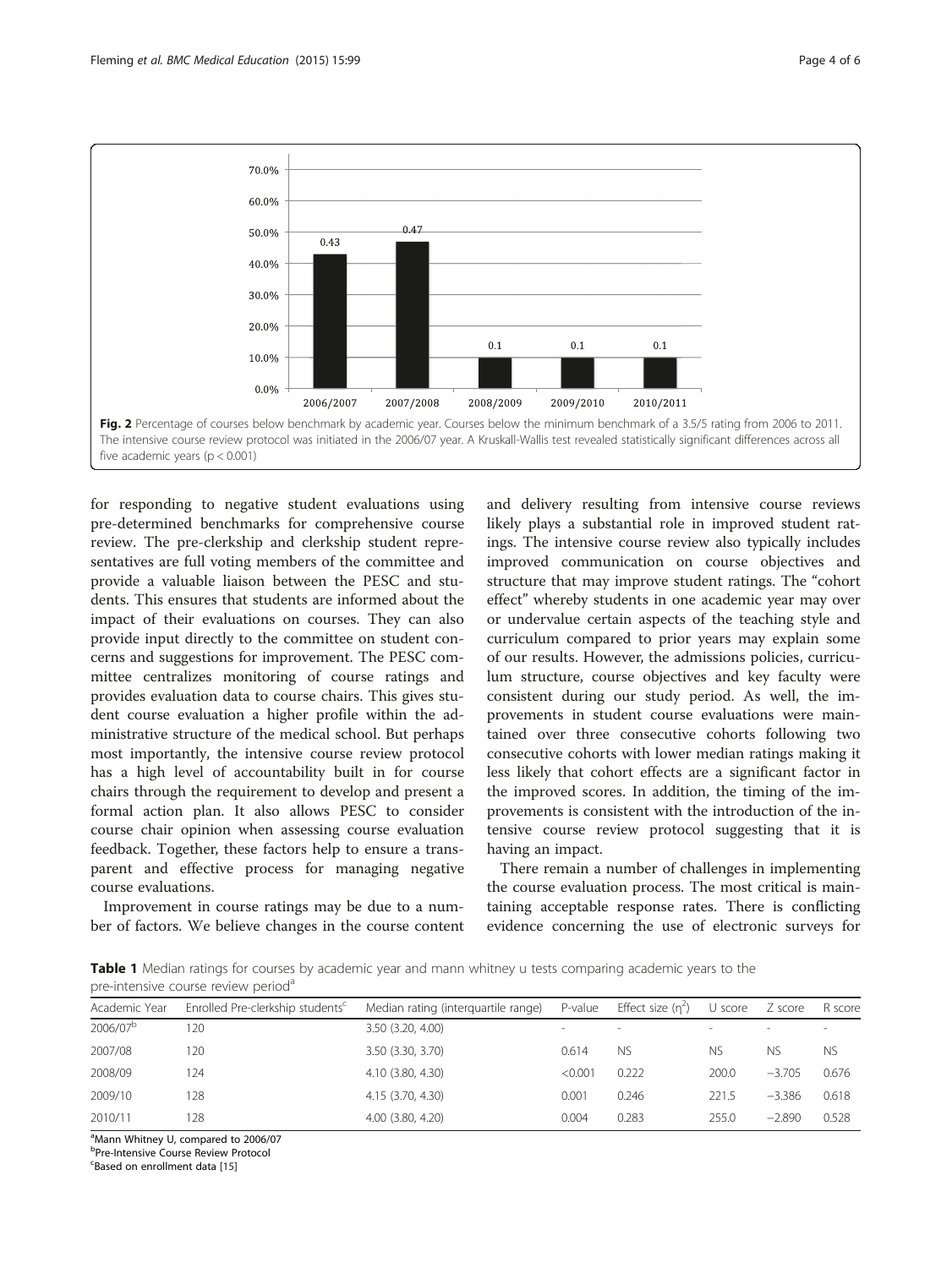Fig. 2 Percentage of courses below benchmark by academic year. Courses below the minimum benchmark of a 3.5/5 rating from 2006 to 2011. The intensive course review protocol was initiated in the 2006/07 year. A Kruskall-Wallis test revealed statistically significant differences across all five academic years ($p < 0.001$)

for responding to negative student evaluations using pre-determined benchmarks for comprehensive course review. The pre-clerkship and clerkship student representatives are full voting members of the committee and provide a valuable liaison between the PESC and students. This ensures that students are informed about the impact of their evaluations on courses. They can also provide input directly to the committee on student concerns and suggestions for improvement. The PESC committee centralizes monitoring of course ratings and provides evaluation data to course chairs. This gives student course evaluation a higher profile within the administrative structure of the medical school. But perhaps most importantly, the intensive course review protocol has a high level of accountability built in for course chairs through the requirement to develop and present a formal action plan. It also allows PESC to consider course chair opinion when assessing course evaluation feedback. Together, these factors help to ensure a transparent and effective process for managing negative course evaluations.

Improvement in course ratings may be due to a number of factors. We believe changes in the course content and delivery resulting from intensive course reviews likely plays a substantial role in improved student ratings. The intensive course review also typically includes improved communication on course objectives and structure that may improve student ratings. The "cohort effect" whereby students in one academic year may over or undervalue certain aspects of the teaching style and curriculum compared to prior years may explain some of our results. However, the admissions policies, curriculum structure, course objectives and key faculty were consistent during our study period. As well, the improvements in student course evaluations were maintained over three consecutive cohorts following two consecutive cohorts with lower median ratings making it less likely that cohort effects are a significant factor in the improved scores. In addition, the timing of the improvements is consistent with the introduction of the intensive course review protocol suggesting that it is having an impact.

There remain a number of challenges in implementing the course evaluation process. The most critical is maintaining acceptable response rates. There is conflicting evidence concerning the use of electronic surveys for

**Table 1** Median ratings for courses by academic year and mann whitney u tests comparing academic years to the pre-intensive course review period[a]

| Academic Year | Enrolled Pre-clerkship students[c] | Median rating (interquartile range) | P-value | Effect size ($\eta^2$) | U score | Z score | R score |
|---|---|---|---|---|---|---|---|
| 2006/07[b] | 120 | 3.50 (3.20, 4.00) | - | - | - | - | - |
| 2007/08 | 120 | 3.50 (3.30, 3.70) | 0.614 | NS | NS | NS | NS |
| 2008/09 | 124 | 4.10 (3.80, 4.30) | <0.001 | 0.222 | 200.0 | −3.705 | 0.676 |
| 2009/10 | 128 | 4.15 (3.70, 4.30) | 0.001 | 0.246 | 221.5 | −3.386 | 0.618 |
| 2010/11 | 128 | 4.00 (3.80, 4.20) | 0.004 | 0.283 | 255.0 | −2.890 | 0.528 |

[a]Mann Whitney U, compared to 2006/07
[b]Pre-Intensive Course Review Protocol
[c]Based on enrollment data [15]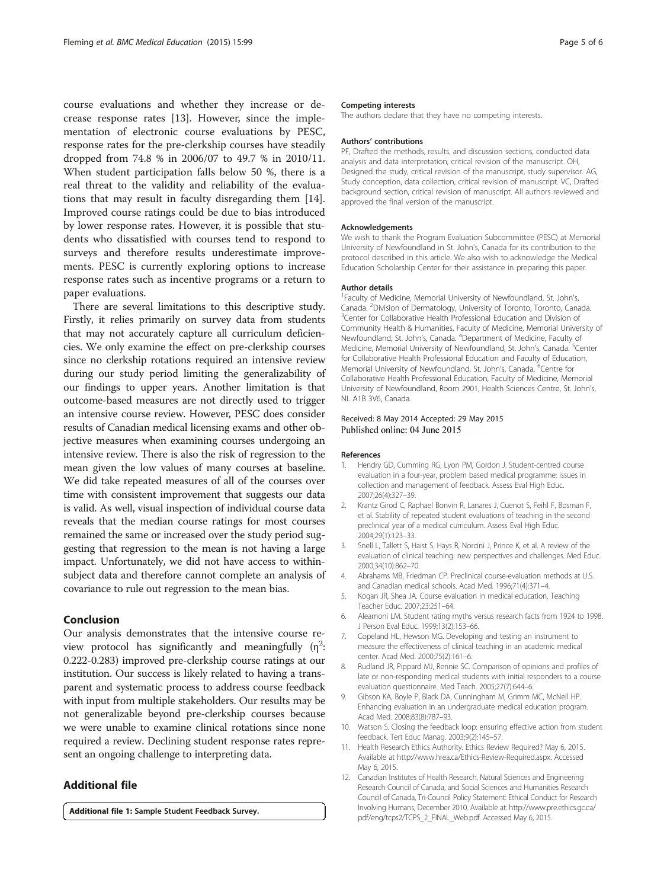course evaluations and whether they increase or decrease response rates [13]. However, since the implementation of electronic course evaluations by PESC, response rates for the pre-clerkship courses have steadily dropped from 74.8 % in 2006/07 to 49.7 % in 2010/11. When student participation falls below 50 %, there is a real threat to the validity and reliability of the evaluations that may result in faculty disregarding them [14]. Improved course ratings could be due to bias introduced by lower response rates. However, it is possible that students who dissatisfied with courses tend to respond to surveys and therefore results underestimate improvements. PESC is currently exploring options to increase response rates such as incentive programs or a return to paper evaluations.

There are several limitations to this descriptive study. Firstly, it relies primarily on survey data from students that may not accurately capture all curriculum deficiencies. We only examine the effect on pre-clerkship courses since no clerkship rotations required an intensive review during our study period limiting the generalizability of our findings to upper years. Another limitation is that outcome-based measures are not directly used to trigger an intensive course review. However, PESC does consider results of Canadian medical licensing exams and other objective measures when examining courses undergoing an intensive review. There is also the risk of regression to the mean given the low values of many courses at baseline. We did take repeated measures of all of the courses over time with consistent improvement that suggests our data is valid. As well, visual inspection of individual course data reveals that the median course ratings for most courses remained the same or increased over the study period suggesting that regression to the mean is not having a large impact. Unfortunately, we did not have access to within-subject data and therefore cannot complete an analysis of covariance to rule out regression to the mean bias.

## Conclusion

Our analysis demonstrates that the intensive course review protocol has significantly and meaningfully ($\eta^2$: 0.222-0.283) improved pre-clerkship course ratings at our institution. Our success is likely related to having a transparent and systematic process to address course feedback with input from multiple stakeholders. Our results may be not generalizable beyond pre-clerkship courses because we were unable to examine clinical rotations since none required a review. Declining student response rates represent an ongoing challenge to interpreting data.

## Additional file

**Additional file 1: Sample Student Feedback Survey.**

#### Competing interests

The authors declare that they have no competing interests.

#### Authors' contributions

PF, Drafted the methods, results, and discussion sections, conducted data analysis and data interpretation, critical revision of the manuscript. OH, Designed the study, critical revision of the manuscript, study supervisor. AG, Study conception, data collection, critical revision of manuscript. VC, Drafted background section, critical revision of manuscript. All authors reviewed and approved the final version of the manuscript.

#### Acknowledgements

We wish to thank the Program Evaluation Subcommittee (PESC) at Memorial University of Newfoundland in St. John's, Canada for its contribution to the protocol described in this article. We also wish to acknowledge the Medical Education Scholarship Center for their assistance in preparing this paper.

#### Author details

[1]Faculty of Medicine, Memorial University of Newfoundland, St. John's, Canada. [2]Division of Dermatology, University of Toronto, Toronto, Canada. [3]Center for Collaborative Health Professional Education and Division of Community Health & Humanities, Faculty of Medicine, Memorial University of Newfoundland, St. John's, Canada. [4]Department of Medicine, Faculty of Medicine, Memorial University of Newfoundland, St. John's, Canada. [5]Center for Collaborative Health Professional Education and Faculty of Education, Memorial University of Newfoundland, St. John's, Canada. [6]Centre for Collaborative Health Professional Education, Faculty of Medicine, Memorial University of Newfoundland, Room 2901, Health Sciences Centre, St. John's, NL A1B 3V6, Canada.

Received: 8 May 2014 Accepted: 29 May 2015
Published online: 04 June 2015

#### References

1. Hendry GD, Cumming RG, Lyon PM, Gordon J. Student-centred course evaluation in a four-year, problem based medical programme: issues in collection and management of feedback. Assess Eval High Educ. 2007;26(4):327–39.
2. Krantz Girod C, Raphael Bonvin R, Lanares J, Cuenot S, Feihl F, Bosman F, et al. Stability of repeated student evaluations of teaching in the second preclinical year of a medical curriculum. Assess Eval High Educ. 2004;29(1):123–33.
3. Snell L, Tallett S, Haist S, Hays R, Norcini J, Prince K, et al. A review of the evaluation of clinical teaching: new perspectives and challenges. Med Educ. 2000;34(10):862–70.
4. Abrahams MB, Friedman CP. Preclinical course-evaluation methods at U.S. and Canadian medical schools. Acad Med. 1996;71(4):371–4.
5. Kogan JR, Shea JA. Course evaluation in medical education. Teaching Teacher Educ. 2007;23:251–64.
6. Aleamoni LM. Student rating myths versus research facts from 1924 to 1998. J Person Eval Educ. 1999;13(2):153–66.
7. Copeland HL, Hewson MG. Developing and testing an instrument to measure the effectiveness of clinical teaching in an academic medical center. Acad Med. 2000;75(2):161–6.
8. Rudland JR, Pippard MJ, Rennie SC. Comparison of opinions and profiles of late or non-responding medical students with initial responders to a course evaluation questionnaire. Med Teach. 2005;27(7):644–6.
9. Gibson KA, Boyle P, Black DA, Cunningham M, Grimm MC, McNeil HP. Enhancing evaluation in an undergraduate medical education program. Acad Med. 2008;83(8):787–93.
10. Watson S. Closing the feedback loop: ensuring effective action from student feedback. Tert Educ Manag. 2003;9(2):145–57.
11. Health Research Ethics Authority. Ethics Review Required? May 6, 2015. Available at http://www.hrea.ca/Ethics-Review-Required.aspx. Accessed May 6, 2015.
12. Canadian Institutes of Health Research, Natural Sciences and Engineering Research Council of Canada, and Social Sciences and Humanities Research Council of Canada, Tri-Council Policy Statement: Ethical Conduct for Research Involving Humans, December 2010. Available at: http://www.pre.ethics.gc.ca/pdf/eng/tcps2/TCPS_2_FINAL_Web.pdf. Accessed May 6, 2015.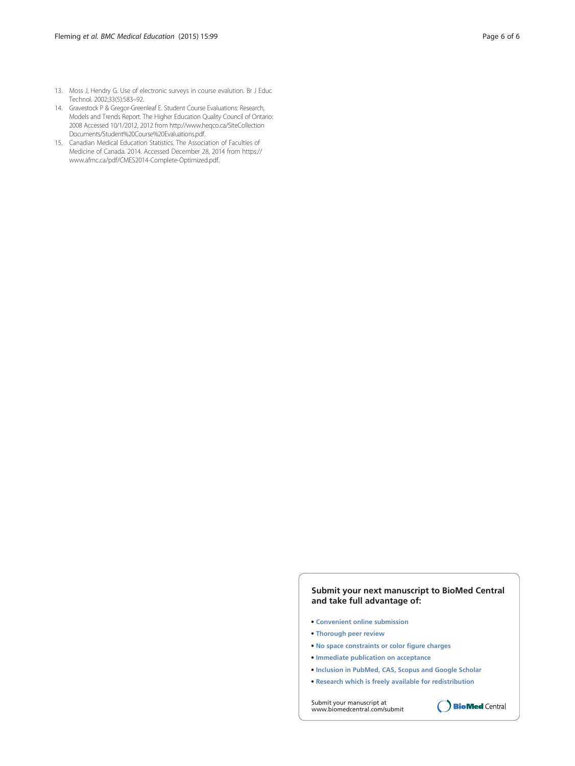13. Moss J, Hendry G. Use of electronic surveys in course evalution. Br J Educ Technol. 2002;33(5):583–92.
14. Gravestock P & Gregor-Greenleaf E. Student Course Evaluations: Research, Models and Trends Report. The Higher Education Quality Council of Ontario: 2008 Accessed 10/1/2012, 2012 from http://www.heqco.ca/SiteCollection Documents/Student%20Course%20Evaluations.pdf.
15. Canadian Medical Education Statistics. The Association of Faculties of Medicine of Canada. 2014. Accessed December 28, 2014 from https://www.afmc.ca/pdf/CMES2014-Complete-Optimized.pdf.

**Submit your next manuscript to BioMed Central and take full advantage of:**

- **Convenient online submission**
- **Thorough peer review**
- **No space constraints or color figure charges**
- **Immediate publication on acceptance**
- **Inclusion in PubMed, CAS, Scopus and Google Scholar**
- **Research which is freely available for redistribution**

Submit your manuscript at
www.biomedcentral.com/submit

BioMed Central